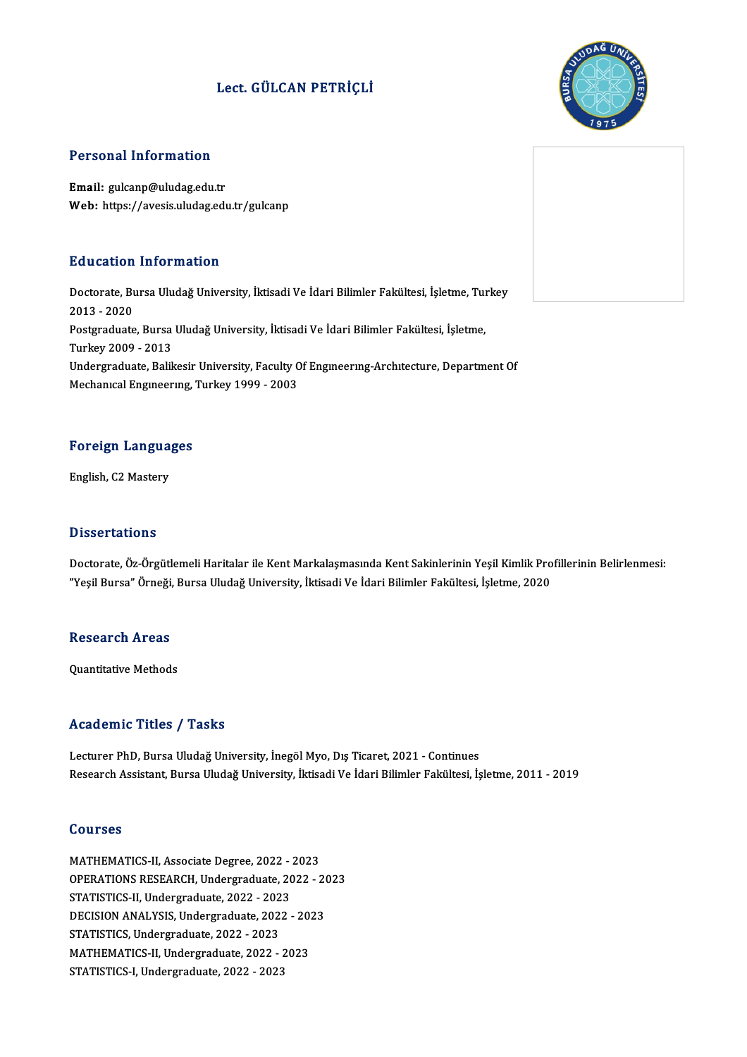# Lect. GÜLCAN PETRİÇLİ

## Personal Information

**Email:** gulcanp@uludag.edu.tr
**Web:** https://avesis.uludag.edu.tr/gulcanp

## Education Information

Doctorate, Bursa Uludağ University, İktisadi Ve İdari Bilimler Fakültesi, İşletme, Turkey 2013 - 2020
Postgraduate, Bursa Uludağ University, İktisadi Ve İdari Bilimler Fakültesi, İşletme, Turkey 2009 - 2013
Undergraduate, Balikesir University, Faculty Of Engıneerıng-Archıtecture, Department Of Mechanıcal Engıneerıng, Turkey 1999 - 2003

## Foreign Languages

English, C2 Mastery

## Dissertations

Doctorate, Öz-Örgütlemeli Haritalar ile Kent Markalaşmasında Kent Sakinlerinin Yeşil Kimlik Profillerinin Belirlenmesi: "Yeşil Bursa" Örneği, Bursa Uludağ University, İktisadi Ve İdari Bilimler Fakültesi, İşletme, 2020

## Research Areas

Quantitative Methods

## Academic Titles / Tasks

Lecturer PhD, Bursa Uludağ University, İnegöl Myo, Dış Ticaret, 2021 - Continues
Research Assistant, Bursa Uludağ University, İktisadi Ve İdari Bilimler Fakültesi, İşletme, 2011 - 2019

## Courses

MATHEMATICS-II, Associate Degree, 2022 - 2023
OPERATIONS RESEARCH, Undergraduate, 2022 - 2023
STATISTICS-II, Undergraduate, 2022 - 2023
DECISION ANALYSIS, Undergraduate, 2022 - 2023
STATISTICS, Undergraduate, 2022 - 2023
MATHEMATICS-II, Undergraduate, 2022 - 2023
STATISTICS-I, Undergraduate, 2022 - 2023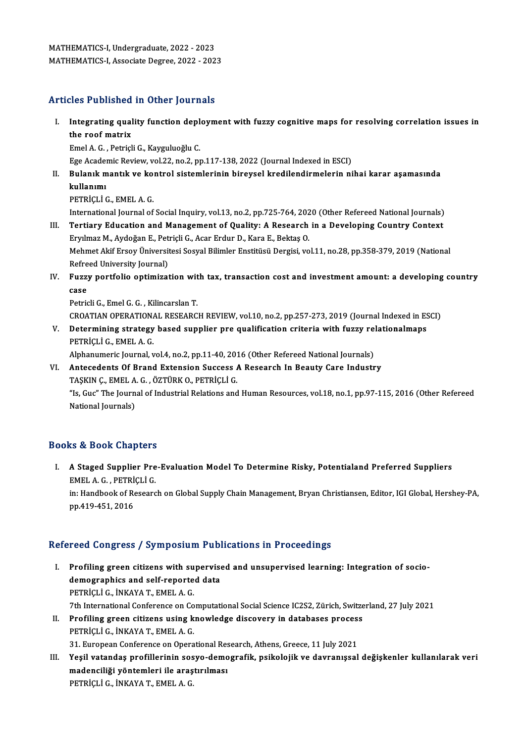MATHEMATICS-I, Undergraduate, 2022 - 2023
MATHEMATICS-I, Associate Degree, 2022 - 2023

## Articles Published in Other Journals

I. **Integrating quality function deployment with fuzzy cognitive maps for resolving correlation issues in the roof matrix**
   Emel A. G. , Petriçli G., Kayguluoğlu C.
   Ege Academic Review, vol.22, no.2, pp.117-138, 2022 (Journal Indexed in ESCI)
II. **Bulanık mantık ve kontrol sistemlerinin bireysel kredilendirmelerin nihai karar aşamasında kullanımı**
   PETRİÇLİ G., EMEL A. G.
   International Journal of Social Inquiry, vol.13, no.2, pp.725-764, 2020 (Other Refereed National Journals)
III. **Tertiary Education and Management of Quality: A Research in a Developing Country Context**
   Eryılmaz M., Aydoğan E., Petriçli G., Acar Erdur D., Kara E., Bektaş O.
   Mehmet Akif Ersoy Üniversitesi Sosyal Bilimler Enstitüsü Dergisi, vol.11, no.28, pp.358-379, 2019 (National Refreed University Journal)
IV. **Fuzzy portfolio optimization with tax, transaction cost and investment amount: a developing country case**
   Petricli G., Emel G. G. , Kilincarslan T.
   CROATIAN OPERATIONAL RESEARCH REVIEW, vol.10, no.2, pp.257-273, 2019 (Journal Indexed in ESCI)
V. **Determining strategy based supplier pre qualification criteria with fuzzy relationalmaps**
   PETRİÇLİ G., EMEL A. G.
   Alphanumeric Journal, vol.4, no.2, pp.11-40, 2016 (Other Refereed National Journals)
VI. **Antecedents Of Brand Extension Success A Research In Beauty Care Industry**
   TAŞKIN Ç., EMEL A. G. , ÖZTÜRK O., PETRİÇLİ G.
   "Is, Guc" The Journal of Industrial Relations and Human Resources, vol.18, no.1, pp.97-115, 2016 (Other Refereed National Journals)

## Books & Book Chapters

I. **A Staged Supplier Pre-Evaluation Model To Determine Risky, Potentialand Preferred Suppliers**
   EMEL A. G. , PETRİÇLİ G.
   in: Handbook of Research on Global Supply Chain Management, Bryan Christiansen, Editor, IGI Global, Hershey-PA, pp.419-451, 2016

## Refereed Congress / Symposium Publications in Proceedings

I. **Profiling green citizens with supervised and unsupervised learning: Integration of socio-demographics and self-reported data**
   PETRİÇLİ G., İNKAYA T., EMEL A. G.
   7th International Conference on Computational Social Science IC2S2, Zürich, Switzerland, 27 July 2021
II. **Profiling green citizens using knowledge discovery in databases process**
   PETRİÇLİ G., İNKAYA T., EMEL A. G.
   31. European Conference on Operational Research, Athens, Greece, 11 July 2021
III. **Yeşil vatandaş profillerinin sosyo-demografik, psikolojik ve davranışsal değişkenler kullanılarak veri madenciliği yöntemleri ile araştırılması**
   PETRİÇLİ G., İNKAYA T., EMEL A. G.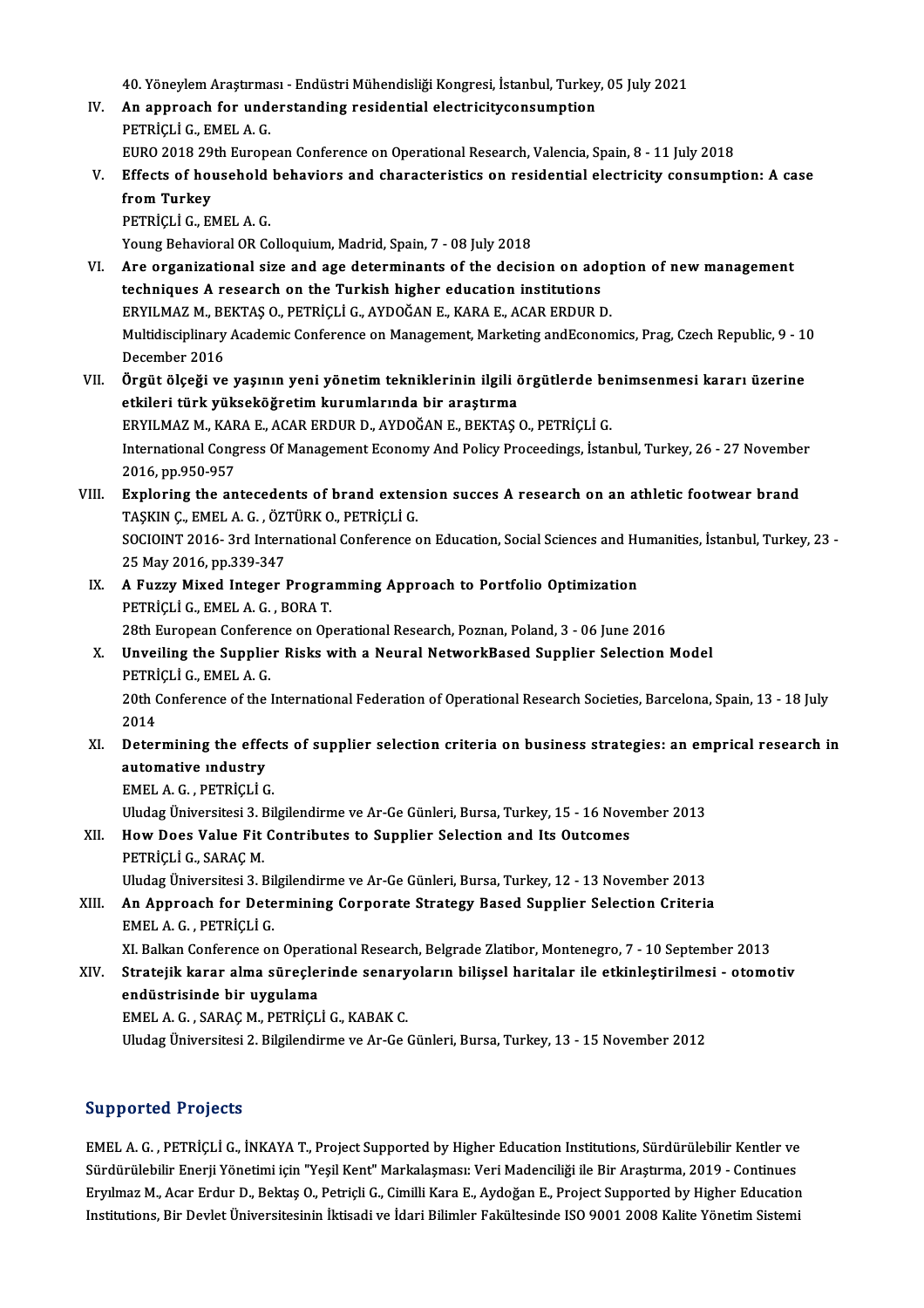40. Yöneylem Araştırması - Endüstri Mühendisliği Kongresi, İstanbul, Turkey, 05 July 2021

IV. **An approach for understanding residential electricityconsumption**
PETRİÇLİ G., EMEL A. G.
EURO 2018 29th European Conference on Operational Research, Valencia, Spain, 8 - 11 July 2018

V. **Effects of household behaviors and characteristics on residential electricity consumption: A case from Turkey**
PETRİÇLİ G., EMEL A. G.
Young Behavioral OR Colloquium, Madrid, Spain, 7 - 08 July 2018

VI. **Are organizational size and age determinants of the decision on adoption of new management techniques A research on the Turkish higher education institutions**
ERYILMAZ M., BEKTAŞ O., PETRİÇLİ G., AYDOĞAN E., KARA E., ACAR ERDUR D.
Multidisciplinary Academic Conference on Management, Marketing andEconomics, Prag, Czech Republic, 9 - 10 December 2016

VII. **Örgüt ölçeği ve yaşının yeni yönetim tekniklerinin ilgili örgütlerde benimsenmesi kararı üzerine etkileri türk yükseköğretim kurumlarında bir araştırma**
ERYILMAZ M., KARA E., ACAR ERDUR D., AYDOĞAN E., BEKTAŞ O., PETRİÇLİ G.
International Congress Of Management Economy And Policy Proceedings, İstanbul, Turkey, 26 - 27 November 2016, pp.950-957

VIII. **Exploring the antecedents of brand extension succes A research on an athletic footwear brand**
TAŞKIN Ç., EMEL A. G. , ÖZTÜRK O., PETRİÇLİ G.
SOCIOINT 2016- 3rd International Conference on Education, Social Sciences and Humanities, İstanbul, Turkey, 23 - 25 May 2016, pp.339-347

IX. **A Fuzzy Mixed Integer Programming Approach to Portfolio Optimization**
PETRİÇLİ G., EMEL A. G. , BORA T.
28th European Conference on Operational Research, Poznan, Poland, 3 - 06 June 2016

X. **Unveiling the Supplier Risks with a Neural NetworkBased Supplier Selection Model**
PETRİÇLİ G., EMEL A. G.
20th Conference of the International Federation of Operational Research Societies, Barcelona, Spain, 13 - 18 July 2014

XI. **Determining the effects of supplier selection criteria on business strategies: an emprical research in automative ındustry**
EMEL A. G. , PETRİÇLİ G.
Uludag Üniversitesi 3. Bilgilendirme ve Ar-Ge Günleri, Bursa, Turkey, 15 - 16 November 2013

XII. **How Does Value Fit Contributes to Supplier Selection and Its Outcomes**
PETRİÇLİ G., SARAÇ M.
Uludag Üniversitesi 3. Bilgilendirme ve Ar-Ge Günleri, Bursa, Turkey, 12 - 13 November 2013

XIII. **An Approach for Determining Corporate Strategy Based Supplier Selection Criteria**
EMEL A. G. , PETRİÇLİ G.
XI. Balkan Conference on Operational Research, Belgrade Zlatibor, Montenegro, 7 - 10 September 2013

XIV. **Stratejik karar alma süreçlerinde senaryoların bilişsel haritalar ile etkinleştirilmesi - otomotiv endüstrisinde bir uygulama**
EMEL A. G. , SARAÇ M., PETRİÇLİ G., KABAK C.
Uludag Üniversitesi 2. Bilgilendirme ve Ar-Ge Günleri, Bursa, Turkey, 13 - 15 November 2012

## Supported Projects

EMEL A. G. , PETRİÇLİ G., İNKAYA T., Project Supported by Higher Education Institutions, Sürdürülebilir Kentler ve Sürdürülebilir Enerji Yönetimi için "Yeşil Kent" Markalaşması: Veri Madenciliği ile Bir Araştırma, 2019 - Continues

Eryılmaz M., Acar Erdur D., Bektaş O., Petriçli G., Cimilli Kara E., Aydoğan E., Project Supported by Higher Education Institutions, Bir Devlet Üniversitesinin İktisadi ve İdari Bilimler Fakültesinde ISO 9001 2008 Kalite Yönetim Sistemi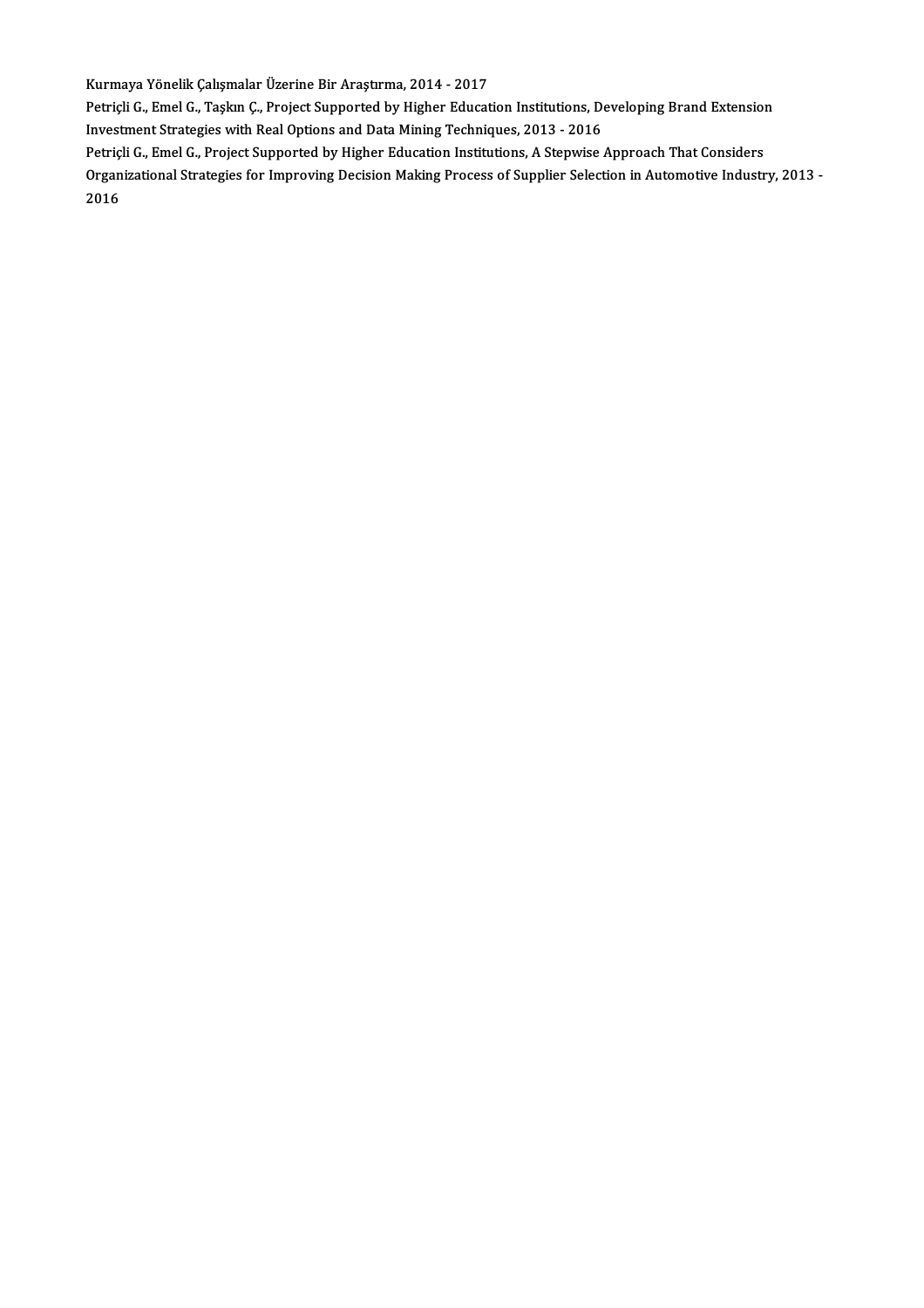Kurmaya Yönelik Çalışmalar Üzerine Bir Araştırma, 2014 - 2017

Petriçli G., Emel G., Taşkın Ç., Project Supported by Higher Education Institutions, Developing Brand Extension Investment Strategies with Real Options and Data Mining Techniques, 2013 - 2016

Petriçli G., Emel G., Project Supported by Higher Education Institutions, A Stepwise Approach That Considers Organizational Strategies for Improving Decision Making Process of Supplier Selection in Automotive Industry, 2013 - 2016